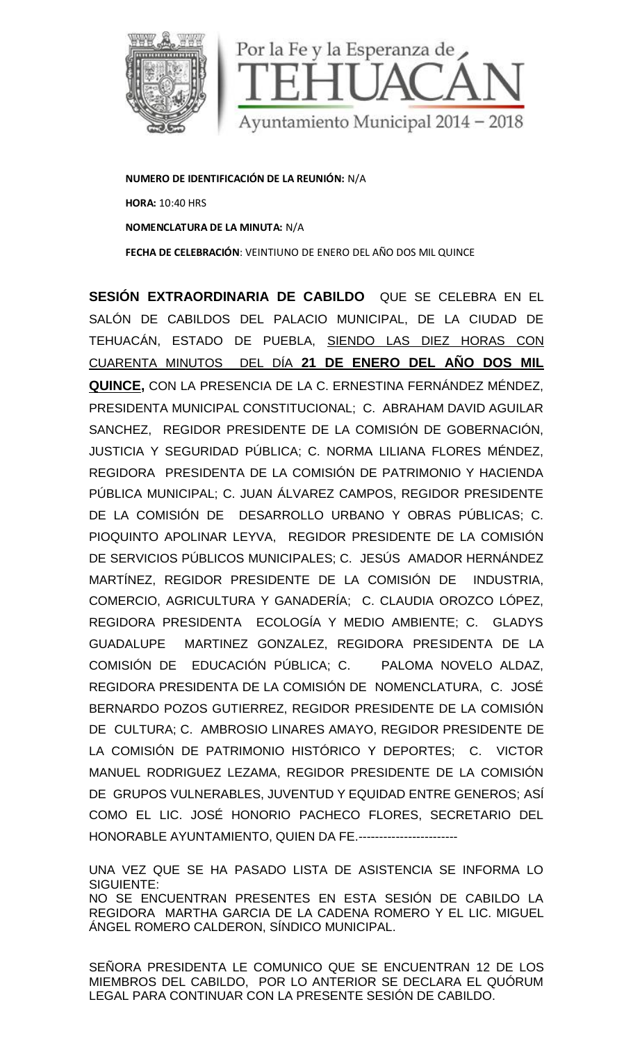Por la Fe y la Esperanza de TEHUACÁN

Ayuntamiento Municipal 2014 – 2018

**NUMERO DE IDENTIFICACIÓN DE LA REUNIÓN:** N/A

**HORA:** 10:40 HRS

**NOMENCLATURA DE LA MINUTA:** N/A

**FECHA DE CELEBRACIÓN**: VEINTIUNO DE ENERO DEL AÑO DOS MIL QUINCE

**SESIÓN EXTRAORDINARIA DE CABILDO** QUE SE CELEBRA EN EL SALÓN DE CABILDOS DEL PALACIO MUNICIPAL, DE LA CIUDAD DE TEHUACÁN, ESTADO DE PUEBLA, SIENDO LAS DIEZ HORAS CON CUARENTA MINUTOS DEL DÍA **21 DE ENERO DEL AÑO DOS MIL QUINCE,** CON LA PRESENCIA DE LA C. ERNESTINA FERNÁNDEZ MÉNDEZ, PRESIDENTA MUNICIPAL CONSTITUCIONAL; C. ABRAHAM DAVID AGUILAR SANCHEZ, REGIDOR PRESIDENTE DE LA COMISIÓN DE GOBERNACIÓN, JUSTICIA Y SEGURIDAD PÚBLICA; C. NORMA LILIANA FLORES MÉNDEZ, REGIDORA PRESIDENTA DE LA COMISIÓN DE PATRIMONIO Y HACIENDA PÚBLICA MUNICIPAL; C. JUAN ÁLVAREZ CAMPOS, REGIDOR PRESIDENTE DE LA COMISIÓN DE DESARROLLO URBANO Y OBRAS PÚBLICAS; C. PIOQUINTO APOLINAR LEYVA, REGIDOR PRESIDENTE DE LA COMISIÓN DE SERVICIOS PÚBLICOS MUNICIPALES; C. JESÚS AMADOR HERNÁNDEZ MARTÍNEZ, REGIDOR PRESIDENTE DE LA COMISIÓN DE INDUSTRIA, COMERCIO, AGRICULTURA Y GANADERÍA; C. CLAUDIA OROZCO LÓPEZ, REGIDORA PRESIDENTA ECOLOGÍA Y MEDIO AMBIENTE; C. GLADYS GUADALUPE MARTINEZ GONZALEZ, REGIDORA PRESIDENTA DE LA COMISIÓN DE EDUCACIÓN PÚBLICA; C. PALOMA NOVELO ALDAZ, REGIDORA PRESIDENTA DE LA COMISIÓN DE NOMENCLATURA, C. JOSÉ BERNARDO POZOS GUTIERREZ, REGIDOR PRESIDENTE DE LA COMISIÓN DE CULTURA; C. AMBROSIO LINARES AMAYO, REGIDOR PRESIDENTE DE LA COMISIÓN DE PATRIMONIO HISTÓRICO Y DEPORTES; C. VICTOR MANUEL RODRIGUEZ LEZAMA, REGIDOR PRESIDENTE DE LA COMISIÓN DE GRUPOS VULNERABLES, JUVENTUD Y EQUIDAD ENTRE GENEROS; ASÍ COMO EL LIC. JOSÉ HONORIO PACHECO FLORES, SECRETARIO DEL HONORABLE AYUNTAMIENTO, QUIEN DA FE.------------------------

UNA VEZ QUE SE HA PASADO LISTA DE ASISTENCIA SE INFORMA LO SIGUIENTE:
NO SE ENCUENTRAN PRESENTES EN ESTA SESIÓN DE CABILDO LA REGIDORA MARTHA GARCIA DE LA CADENA ROMERO Y EL LIC. MIGUEL ÁNGEL ROMERO CALDERON, SÍNDICO MUNICIPAL.

SEÑORA PRESIDENTA LE COMUNICO QUE SE ENCUENTRAN 12 DE LOS MIEMBROS DEL CABILDO, POR LO ANTERIOR SE DECLARA EL QUÓRUM LEGAL PARA CONTINUAR CON LA PRESENTE SESIÓN DE CABILDO.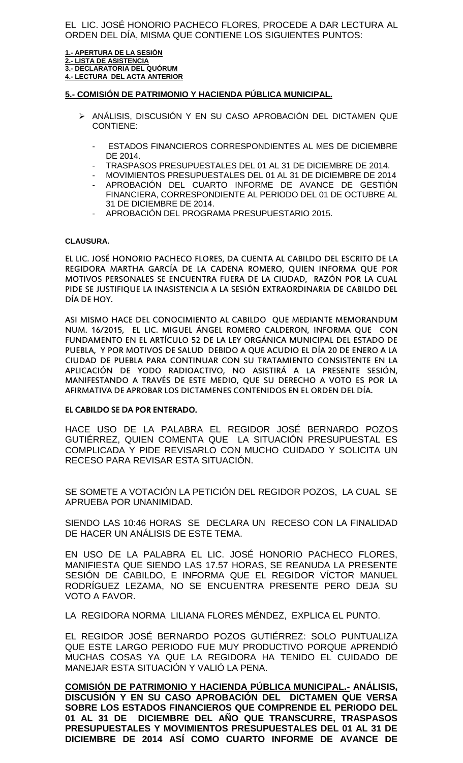EL LIC. JOSÉ HONORIO PACHECO FLORES, PROCEDE A DAR LECTURA AL ORDEN DEL DÍA, MISMA QUE CONTIENE LOS SIGUIENTES PUNTOS:

**1.- APERTURA DE LA SESIÓN**
**2.- LISTA DE ASISTENCIA**
**3.- DECLARATORIA DEL QUÓRUM**
**4.- LECTURA DEL ACTA ANTERIOR**

**5.- COMISIÓN DE PATRIMONIO Y HACIENDA PÚBLICA MUNICIPAL.**

- ANÁLISIS, DISCUSIÓN Y EN SU CASO APROBACIÓN DEL DICTAMEN QUE CONTIENE:
  - ESTADOS FINANCIEROS CORRESPONDIENTES AL MES DE DICIEMBRE DE 2014.
  - TRASPASOS PRESUPUESTALES DEL 01 AL 31 DE DICIEMBRE DE 2014.
  - MOVIMIENTOS PRESUPUESTALES DEL 01 AL 31 DE DICIEMBRE DE 2014
  - APROBACIÓN DEL CUARTO INFORME DE AVANCE DE GESTIÓN FINANCIERA, CORRESPONDIENTE AL PERIODO DEL 01 DE OCTUBRE AL 31 DE DICIEMBRE DE 2014.
  - APROBACIÓN DEL PROGRAMA PRESUPUESTARIO 2015.

**CLAUSURA.**

EL LIC. JOSÉ HONORIO PACHECO FLORES, DA CUENTA AL CABILDO DEL ESCRITO DE LA REGIDORA MARTHA GARCÍA DE LA CADENA ROMERO, QUIEN INFORMA QUE POR MOTIVOS PERSONALES SE ENCUENTRA FUERA DE LA CIUDAD, RAZÓN POR LA CUAL PIDE SE JUSTIFIQUE LA INASISTENCIA A LA SESIÓN EXTRAORDINARIA DE CABILDO DEL DÍA DE HOY.

ASI MISMO HACE DEL CONOCIMIENTO AL CABILDO QUE MEDIANTE MEMORANDUM NUM. 16/2015, EL LIC. MIGUEL ÁNGEL ROMERO CALDERON, INFORMA QUE CON FUNDAMENTO EN EL ARTÍCULO 52 DE LA LEY ORGÁNICA MUNICIPAL DEL ESTADO DE PUEBLA, Y POR MOTIVOS DE SALUD DEBIDO A QUE ACUDIO EL DÍA 20 DE ENERO A LA CIUDAD DE PUEBLA PARA CONTINUAR CON SU TRATAMIENTO CONSISTENTE EN LA APLICACIÓN DE YODO RADIOACTIVO, NO ASISTIRÁ A LA PRESENTE SESIÓN, MANIFESTANDO A TRAVÉS DE ESTE MEDIO, QUE SU DERECHO A VOTO ES POR LA AFIRMATIVA DE APROBAR LOS DICTAMENES CONTENIDOS EN EL ORDEN DEL DÍA.

**EL CABILDO SE DA POR ENTERADO.**

HACE USO DE LA PALABRA EL REGIDOR JOSÉ BERNARDO POZOS GUTIÉRREZ, QUIEN COMENTA QUE LA SITUACIÓN PRESUPUESTAL ES COMPLICADA Y PIDE REVISARLO CON MUCHO CUIDADO Y SOLICITA UN RECESO PARA REVISAR ESTA SITUACIÓN.

SE SOMETE A VOTACIÓN LA PETICIÓN DEL REGIDOR POZOS, LA CUAL SE APRUEBA POR UNANIMIDAD.

SIENDO LAS 10:46 HORAS SE DECLARA UN RECESO CON LA FINALIDAD DE HACER UN ANÁLISIS DE ESTE TEMA.

EN USO DE LA PALABRA EL LIC. JOSÉ HONORIO PACHECO FLORES, MANIFIESTA QUE SIENDO LAS 17.57 HORAS, SE REANUDA LA PRESENTE SESIÓN DE CABILDO, E INFORMA QUE EL REGIDOR VÍCTOR MANUEL RODRÍGUEZ LEZAMA, NO SE ENCUENTRA PRESENTE PERO DEJA SU VOTO A FAVOR.

LA REGIDORA NORMA LILIANA FLORES MÉNDEZ, EXPLICA EL PUNTO.

EL REGIDOR JOSÉ BERNARDO POZOS GUTIÉRREZ: SOLO PUNTUALIZA QUE ESTE LARGO PERIODO FUE MUY PRODUCTIVO PORQUE APRENDIÓ MUCHAS COSAS YA QUE LA REGIDORA HA TENIDO EL CUIDADO DE MANEJAR ESTA SITUACIÓN Y VALIÓ LA PENA.

**COMISIÓN DE PATRIMONIO Y HACIENDA PÚBLICA MUNICIPAL.- ANÁLISIS, DISCUSIÓN Y EN SU CASO APROBACIÓN DEL DICTAMEN QUE VERSA SOBRE LOS ESTADOS FINANCIEROS QUE COMPRENDE EL PERIODO DEL 01 AL 31 DE DICIEMBRE DEL AÑO QUE TRANSCURRE, TRASPASOS PRESUPUESTALES Y MOVIMIENTOS PRESUPUESTALES DEL 01 AL 31 DE DICIEMBRE DE 2014 ASÍ COMO CUARTO INFORME DE AVANCE DE**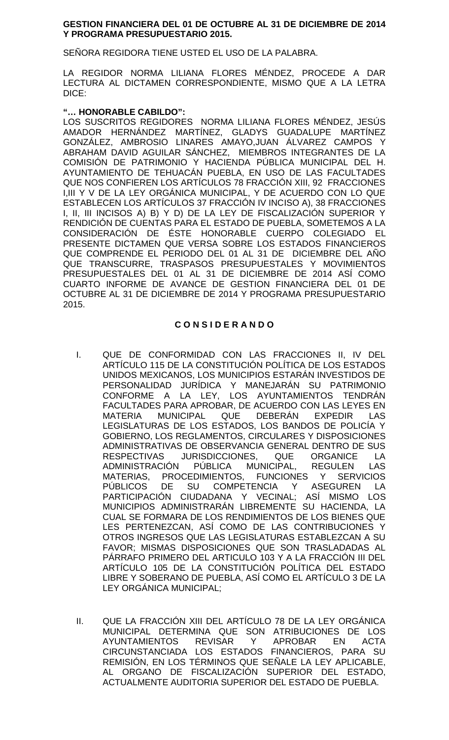**GESTION FINANCIERA DEL 01 DE OCTUBRE AL 31 DE DICIEMBRE DE 2014 Y PROGRAMA PRESUPUESTARIO 2015.**

SEÑORA REGIDORA TIENE USTED EL USO DE LA PALABRA.

LA REGIDOR NORMA LILIANA FLORES MÉNDEZ, PROCEDE A DAR LECTURA AL DICTAMEN CORRESPONDIENTE, MISMO QUE A LA LETRA DICE:

**"… HONORABLE CABILDO":**
LOS SUSCRITOS REGIDORES NORMA LILIANA FLORES MÉNDEZ, JESÚS AMADOR HERNÁNDEZ MARTÍNEZ, GLADYS GUADALUPE MARTÍNEZ GONZÁLEZ, AMBROSIO LINARES AMAYO,JUAN ÁLVAREZ CAMPOS Y ABRAHAM DAVID AGUILAR SÁNCHEZ, MIEMBROS INTEGRANTES DE LA COMISIÓN DE PATRIMONIO Y HACIENDA PÚBLICA MUNICIPAL DEL H. AYUNTAMIENTO DE TEHUACÁN PUEBLA, EN USO DE LAS FACULTADES QUE NOS CONFIEREN LOS ARTÍCULOS 78 FRACCIÓN XIII, 92 FRACCIONES I,III Y V DE LA LEY ORGÁNICA MUNICIPAL, Y DE ACUERDO CON LO QUE ESTABLECEN LOS ARTÍCULOS 37 FRACCIÓN IV INCISO A), 38 FRACCIONES I, II, III INCISOS A) B) Y D) DE LA LEY DE FISCALIZACIÓN SUPERIOR Y RENDICIÓN DE CUENTAS PARA EL ESTADO DE PUEBLA, SOMETEMOS A LA CONSIDERACIÓN DE ÉSTE HONORABLE CUERPO COLEGIADO EL PRESENTE DICTAMEN QUE VERSA SOBRE LOS ESTADOS FINANCIEROS QUE COMPRENDE EL PERIODO DEL 01 AL 31 DE DICIEMBRE DEL AÑO QUE TRANSCURRE, TRASPASOS PRESUPUESTALES Y MOVIMIENTOS PRESUPUESTALES DEL 01 AL 31 DE DICIEMBRE DE 2014 ASÍ COMO CUARTO INFORME DE AVANCE DE GESTION FINANCIERA DEL 01 DE OCTUBRE AL 31 DE DICIEMBRE DE 2014 Y PROGRAMA PRESUPUESTARIO 2015.

**C O N S I D E R A N D O**

I. QUE DE CONFORMIDAD CON LAS FRACCIONES II, IV DEL ARTÍCULO 115 DE LA CONSTITUCIÓN POLÍTICA DE LOS ESTADOS UNIDOS MEXICANOS, LOS MUNICIPIOS ESTARÁN INVESTIDOS DE PERSONALIDAD JURÍDICA Y MANEJARÁN SU PATRIMONIO CONFORME A LA LEY, LOS AYUNTAMIENTOS TENDRÁN FACULTADES PARA APROBAR, DE ACUERDO CON LAS LEYES EN MATERIA MUNICIPAL QUE DEBERÁN EXPEDIR LAS LEGISLATURAS DE LOS ESTADOS, LOS BANDOS DE POLICÍA Y GOBIERNO, LOS REGLAMENTOS, CIRCULARES Y DISPOSICIONES ADMINISTRATIVAS DE OBSERVANCIA GENERAL DENTRO DE SUS RESPECTIVAS JURISDICCIONES, QUE ORGANICE LA ADMINISTRACIÓN PÚBLICA MUNICIPAL, REGULEN LAS MATERIAS, PROCEDIMIENTOS, FUNCIONES Y SERVICIOS PÚBLICOS DE SU COMPETENCIA Y ASEGUREN LA PARTICIPACIÓN CIUDADANA Y VECINAL; ASÍ MISMO LOS MUNICIPIOS ADMINISTRARÁN LIBREMENTE SU HACIENDA, LA CUAL SE FORMARA DE LOS RENDIMIENTOS DE LOS BIENES QUE LES PERTENEZCAN, ASÍ COMO DE LAS CONTRIBUCIONES Y OTROS INGRESOS QUE LAS LEGISLATURAS ESTABLEZCAN A SU FAVOR; MISMAS DISPOSICIONES QUE SON TRASLADADAS AL PÁRRAFO PRIMERO DEL ARTICULO 103 Y A LA FRACCIÓN III DEL ARTÍCULO 105 DE LA CONSTITUCIÓN POLÍTICA DEL ESTADO LIBRE Y SOBERANO DE PUEBLA, ASÍ COMO EL ARTÍCULO 3 DE LA LEY ORGÁNICA MUNICIPAL;

II. QUE LA FRACCIÓN XIII DEL ARTÍCULO 78 DE LA LEY ORGÁNICA MUNICIPAL DETERMINA QUE SON ATRIBUCIONES DE LOS AYUNTAMIENTOS REVISAR Y APROBAR EN ACTA CIRCUNSTANCIADA LOS ESTADOS FINANCIEROS, PARA SU REMISIÓN, EN LOS TÉRMINOS QUE SEÑALE LA LEY APLICABLE, AL ORGANO DE FISCALIZACIÓN SUPERIOR DEL ESTADO, ACTUALMENTE AUDITORIA SUPERIOR DEL ESTADO DE PUEBLA.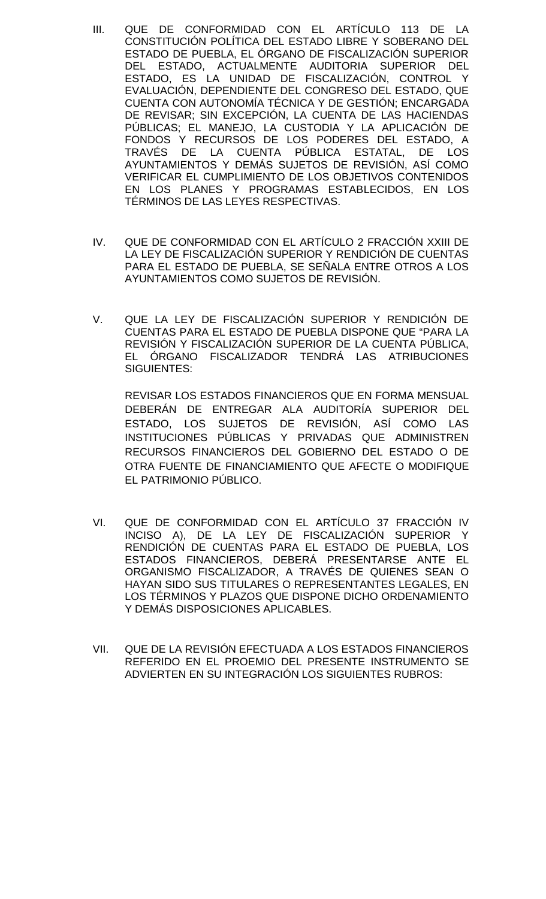III. QUE DE CONFORMIDAD CON EL ARTÍCULO 113 DE LA CONSTITUCIÓN POLÍTICA DEL ESTADO LIBRE Y SOBERANO DEL ESTADO DE PUEBLA, EL ÓRGANO DE FISCALIZACIÓN SUPERIOR DEL ESTADO, ACTUALMENTE AUDITORIA SUPERIOR DEL ESTADO, ES LA UNIDAD DE FISCALIZACIÓN, CONTROL Y EVALUACIÓN, DEPENDIENTE DEL CONGRESO DEL ESTADO, QUE CUENTA CON AUTONOMÍA TÉCNICA Y DE GESTIÓN; ENCARGADA DE REVISAR; SIN EXCEPCIÓN, LA CUENTA DE LAS HACIENDAS PÚBLICAS; EL MANEJO, LA CUSTODIA Y LA APLICACIÓN DE FONDOS Y RECURSOS DE LOS PODERES DEL ESTADO, A TRAVÉS DE LA CUENTA PÚBLICA ESTATAL, DE LOS AYUNTAMIENTOS Y DEMÁS SUJETOS DE REVISIÓN, ASÍ COMO VERIFICAR EL CUMPLIMIENTO DE LOS OBJETIVOS CONTENIDOS EN LOS PLANES Y PROGRAMAS ESTABLECIDOS, EN LOS TÉRMINOS DE LAS LEYES RESPECTIVAS.

IV. QUE DE CONFORMIDAD CON EL ARTÍCULO 2 FRACCIÓN XXIII DE LA LEY DE FISCALIZACIÓN SUPERIOR Y RENDICIÓN DE CUENTAS PARA EL ESTADO DE PUEBLA, SE SEÑALA ENTRE OTROS A LOS AYUNTAMIENTOS COMO SUJETOS DE REVISIÓN.

V. QUE LA LEY DE FISCALIZACIÓN SUPERIOR Y RENDICIÓN DE CUENTAS PARA EL ESTADO DE PUEBLA DISPONE QUE "PARA LA REVISIÓN Y FISCALIZACIÓN SUPERIOR DE LA CUENTA PÚBLICA, EL ÓRGANO FISCALIZADOR TENDRÁ LAS ATRIBUCIONES SIGUIENTES:

REVISAR LOS ESTADOS FINANCIEROS QUE EN FORMA MENSUAL DEBERÁN DE ENTREGAR ALA AUDITORÍA SUPERIOR DEL ESTADO, LOS SUJETOS DE REVISIÓN, ASÍ COMO LAS INSTITUCIONES PÚBLICAS Y PRIVADAS QUE ADMINISTREN RECURSOS FINANCIEROS DEL GOBIERNO DEL ESTADO O DE OTRA FUENTE DE FINANCIAMIENTO QUE AFECTE O MODIFIQUE EL PATRIMONIO PÚBLICO.

VI. QUE DE CONFORMIDAD CON EL ARTÍCULO 37 FRACCIÓN IV INCISO A), DE LA LEY DE FISCALIZACIÓN SUPERIOR Y RENDICIÓN DE CUENTAS PARA EL ESTADO DE PUEBLA, LOS ESTADOS FINANCIEROS, DEBERÁ PRESENTARSE ANTE EL ORGANISMO FISCALIZADOR, A TRAVÉS DE QUIENES SEAN O HAYAN SIDO SUS TITULARES O REPRESENTANTES LEGALES, EN LOS TÉRMINOS Y PLAZOS QUE DISPONE DICHO ORDENAMIENTO Y DEMÁS DISPOSICIONES APLICABLES.

VII. QUE DE LA REVISIÓN EFECTUADA A LOS ESTADOS FINANCIEROS REFERIDO EN EL PROEMIO DEL PRESENTE INSTRUMENTO SE ADVIERTEN EN SU INTEGRACIÓN LOS SIGUIENTES RUBROS: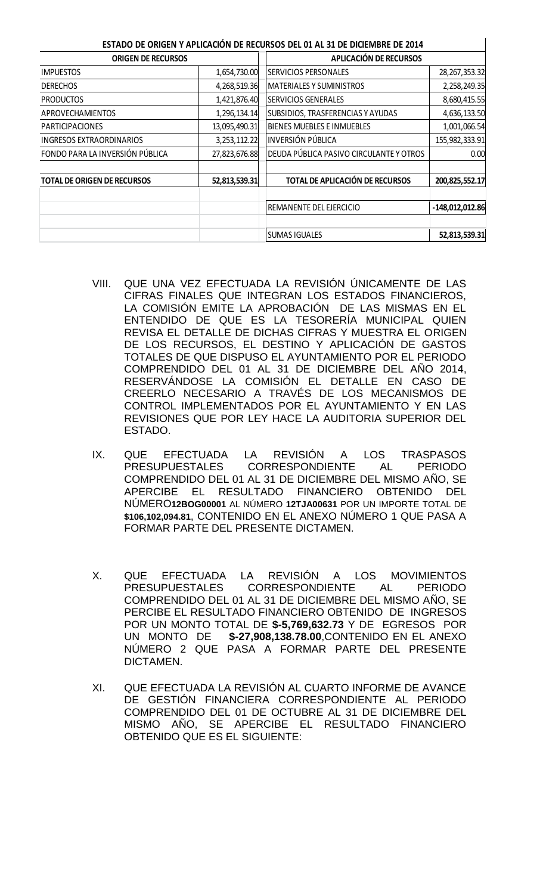**ESTADO DE ORIGEN Y APLICACIÓN DE RECURSOS DEL 01 AL 31 DE DICIEMBRE DE 2014**

| ORIGEN DE RECURSOS | | APLICACIÓN DE RECURSOS | |
|---|---|---|---|
| IMPUESTOS | 1,654,730.00 | SERVICIOS PERSONALES | 28,267,353.32 |
| DERECHOS | 4,268,519.36 | MATERIALES Y SUMINISTROS | 2,258,249.35 |
| PRODUCTOS | 1,421,876.40 | SERVICIOS GENERALES | 8,680,415.55 |
| APROVECHAMIENTOS | 1,296,134.14 | SUBSIDIOS, TRASFERENCIAS Y AYUDAS | 4,636,133.50 |
| PARTICIPACIONES | 13,095,490.31 | BIENES MUEBLES E INMUEBLES | 1,001,066.54 |
| INGRESOS EXTRAORDINARIOS | 3,253,112.22 | INVERSIÓN PÚBLICA | 155,982,333.91 |
| FONDO PARA LA INVERSIÓN PÚBLICA | 27,823,676.88 | DEUDA PÚBLICA PASIVO CIRCULANTE Y OTROS | 0.00 |
| **TOTAL DE ORIGEN DE RECURSOS** | **52,813,539.31** | **TOTAL DE APLICACIÓN DE RECURSOS** | **200,825,552.17** |
| | | REMANENTE DEL EJERCICIO | **-148,012,012.86** |
| | | SUMAS IGUALES | **52,813,539.31** |

VIII. QUE UNA VEZ EFECTUADA LA REVISIÓN ÚNICAMENTE DE LAS CIFRAS FINALES QUE INTEGRAN LOS ESTADOS FINANCIEROS, LA COMISIÓN EMITE LA APROBACIÓN DE LAS MISMAS EN EL ENTENDIDO DE QUE ES LA TESORERÍA MUNICIPAL QUIEN REVISA EL DETALLE DE DICHAS CIFRAS Y MUESTRA EL ORIGEN DE LOS RECURSOS, EL DESTINO Y APLICACIÓN DE GASTOS TOTALES DE QUE DISPUSO EL AYUNTAMIENTO POR EL PERIODO COMPRENDIDO DEL 01 AL 31 DE DICIEMBRE DEL AÑO 2014, RESERVÁNDOSE LA COMISIÓN EL DETALLE EN CASO DE CREERLO NECESARIO A TRAVÉS DE LOS MECANISMOS DE CONTROL IMPLEMENTADOS POR EL AYUNTAMIENTO Y EN LAS REVISIONES QUE POR LEY HACE LA AUDITORIA SUPERIOR DEL ESTADO.

IX. QUE EFECTUADA LA REVISIÓN A LOS TRASPASOS PRESUPUESTALES CORRESPONDIENTE AL PERIODO COMPRENDIDO DEL 01 AL 31 DE DICIEMBRE DEL MISMO AÑO, SE APERCIBE EL RESULTADO FINANCIERO OBTENIDO DEL NÚMERO**12BOG00001** AL NÚMERO **12TJA00631** POR UN IMPORTE TOTAL DE **$106,102,094.81**, CONTENIDO EN EL ANEXO NÚMERO 1 QUE PASA A FORMAR PARTE DEL PRESENTE DICTAMEN.

X. QUE EFECTUADA LA REVISIÓN A LOS MOVIMIENTOS PRESUPUESTALES CORRESPONDIENTE AL PERIODO COMPRENDIDO DEL 01 AL 31 DE DICIEMBRE DEL MISMO AÑO, SE PERCIBE EL RESULTADO FINANCIERO OBTENIDO DE INGRESOS POR UN MONTO TOTAL DE **$-5,769,632.73** Y DE EGRESOS POR UN MONTO DE **$-27,908,138.78.00**,CONTENIDO EN EL ANEXO NÚMERO 2 QUE PASA A FORMAR PARTE DEL PRESENTE DICTAMEN.

XI. QUE EFECTUADA LA REVISIÓN AL CUARTO INFORME DE AVANCE DE GESTIÓN FINANCIERA CORRESPONDIENTE AL PERIODO COMPRENDIDO DEL 01 DE OCTUBRE AL 31 DE DICIEMBRE DEL MISMO AÑO, SE APERCIBE EL RESULTADO FINANCIERO OBTENIDO QUE ES EL SIGUIENTE: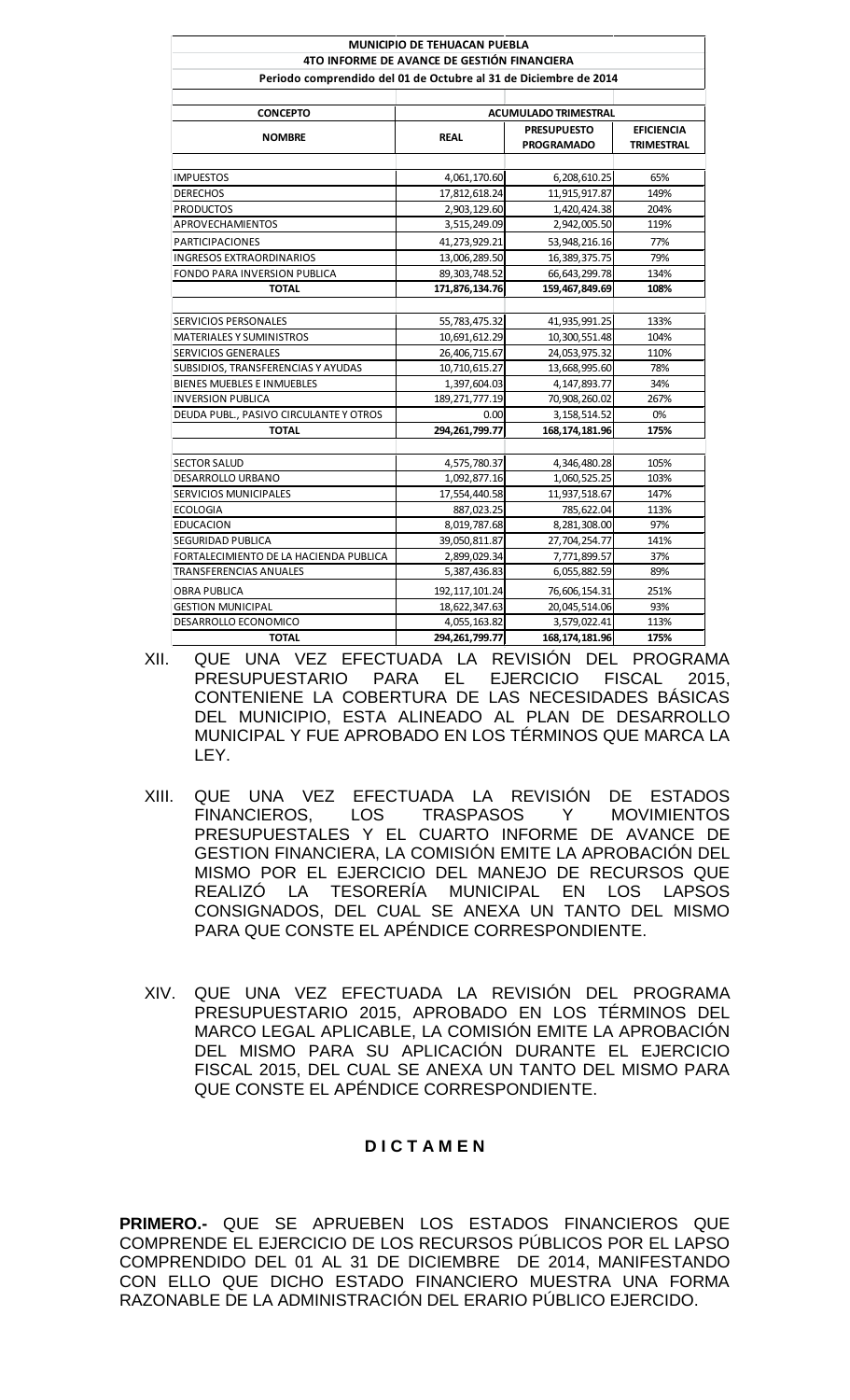| MUNICIPIO DE TEHUACAN PUEBLA | | | |
|---|---|---|---|
| 4TO INFORME DE AVANCE DE GESTIÓN FINANCIERA | | | |
| Periodo comprendido del 01 de Octubre al 31 de Diciembre de 2014 | | | |
| **CONCEPTO** | **ACUMULADO TRIMESTRAL** | | |
| **NOMBRE** | **REAL** | **PRESUPUESTO PROGRAMADO** | **EFICIENCIA TRIMESTRAL** |
| IMPUESTOS | 4,061,170.60 | 6,208,610.25 | 65% |
| DERECHOS | 17,812,618.24 | 11,915,917.87 | 149% |
| PRODUCTOS | 2,903,129.60 | 1,420,424.38 | 204% |
| APROVECHAMIENTOS | 3,515,249.09 | 2,942,005.50 | 119% |
| PARTICIPACIONES | 41,273,929.21 | 53,948,216.16 | 77% |
| INGRESOS EXTRAORDINARIOS | 13,006,289.50 | 16,389,375.75 | 79% |
| FONDO PARA INVERSION PUBLICA | 89,303,748.52 | 66,643,299.78 | 134% |
| **TOTAL** | **171,876,134.76** | **159,467,849.69** | **108%** |
| | | | |
| SERVICIOS PERSONALES | 55,783,475.32 | 41,935,991.25 | 133% |
| MATERIALES Y SUMINISTROS | 10,691,612.29 | 10,300,551.48 | 104% |
| SERVICIOS GENERALES | 26,406,715.67 | 24,053,975.32 | 110% |
| SUBSIDIOS, TRANSFERENCIAS Y AYUDAS | 10,710,615.27 | 13,668,995.60 | 78% |
| BIENES MUEBLES E INMUEBLES | 1,397,604.03 | 4,147,893.77 | 34% |
| INVERSION PUBLICA | 189,271,777.19 | 70,908,260.02 | 267% |
| DEUDA PUBL., PASIVO CIRCULANTE Y OTROS | 0.00 | 3,158,514.52 | 0% |
| **TOTAL** | **294,261,799.77** | **168,174,181.96** | **175%** |
| | | | |
| SECTOR SALUD | 4,575,780.37 | 4,346,480.28 | 105% |
| DESARROLLO URBANO | 1,092,877.16 | 1,060,525.25 | 103% |
| SERVICIOS MUNICIPALES | 17,554,440.58 | 11,937,518.67 | 147% |
| ECOLOGIA | 887,023.25 | 785,622.04 | 113% |
| EDUCACION | 8,019,787.68 | 8,281,308.00 | 97% |
| SEGURIDAD PUBLICA | 39,050,811.87 | 27,704,254.77 | 141% |
| FORTALECIMIENTO DE LA HACIENDA PUBLICA | 2,899,029.34 | 7,771,899.57 | 37% |
| TRANSFERENCIAS ANUALES | 5,387,436.83 | 6,055,882.59 | 89% |
| OBRA PUBLICA | 192,117,101.24 | 76,606,154.31 | 251% |
| GESTION MUNICIPAL | 18,622,347.63 | 20,045,514.06 | 93% |
| DESARROLLO ECONOMICO | 4,055,163.82 | 3,579,022.41 | 113% |
| **TOTAL** | **294,261,799.77** | **168,174,181.96** | **175%** |

XII. QUE UNA VEZ EFECTUADA LA REVISIÓN DEL PROGRAMA PRESUPUESTARIO PARA EL EJERCICIO FISCAL 2015, CONTENIENE LA COBERTURA DE LAS NECESIDADES BÁSICAS DEL MUNICIPIO, ESTA ALINEADO AL PLAN DE DESARROLLO MUNICIPAL Y FUE APROBADO EN LOS TÉRMINOS QUE MARCA LA LEY.

XIII. QUE UNA VEZ EFECTUADA LA REVISIÓN DE ESTADOS FINANCIEROS, LOS TRASPASOS Y MOVIMIENTOS PRESUPUESTALES Y EL CUARTO INFORME DE AVANCE DE GESTION FINANCIERA, LA COMISIÓN EMITE LA APROBACIÓN DEL MISMO POR EL EJERCICIO DEL MANEJO DE RECURSOS QUE REALIZÓ LA TESORERÍA MUNICIPAL EN LOS LAPSOS CONSIGNADOS, DEL CUAL SE ANEXA UN TANTO DEL MISMO PARA QUE CONSTE EL APÉNDICE CORRESPONDIENTE.

XIV. QUE UNA VEZ EFECTUADA LA REVISIÓN DEL PROGRAMA PRESUPUESTARIO 2015, APROBADO EN LOS TÉRMINOS DEL MARCO LEGAL APLICABLE, LA COMISIÓN EMITE LA APROBACIÓN DEL MISMO PARA SU APLICACIÓN DURANTE EL EJERCICIO FISCAL 2015, DEL CUAL SE ANEXA UN TANTO DEL MISMO PARA QUE CONSTE EL APÉNDICE CORRESPONDIENTE.

## D I C T A M E N

**PRIMERO.-** QUE SE APRUEBEN LOS ESTADOS FINANCIEROS QUE COMPRENDE EL EJERCICIO DE LOS RECURSOS PÚBLICOS POR EL LAPSO COMPRENDIDO DEL 01 AL 31 DE DICIEMBRE DE 2014, MANIFESTANDO CON ELLO QUE DICHO ESTADO FINANCIERO MUESTRA UNA FORMA RAZONABLE DE LA ADMINISTRACIÓN DEL ERARIO PÚBLICO EJERCIDO.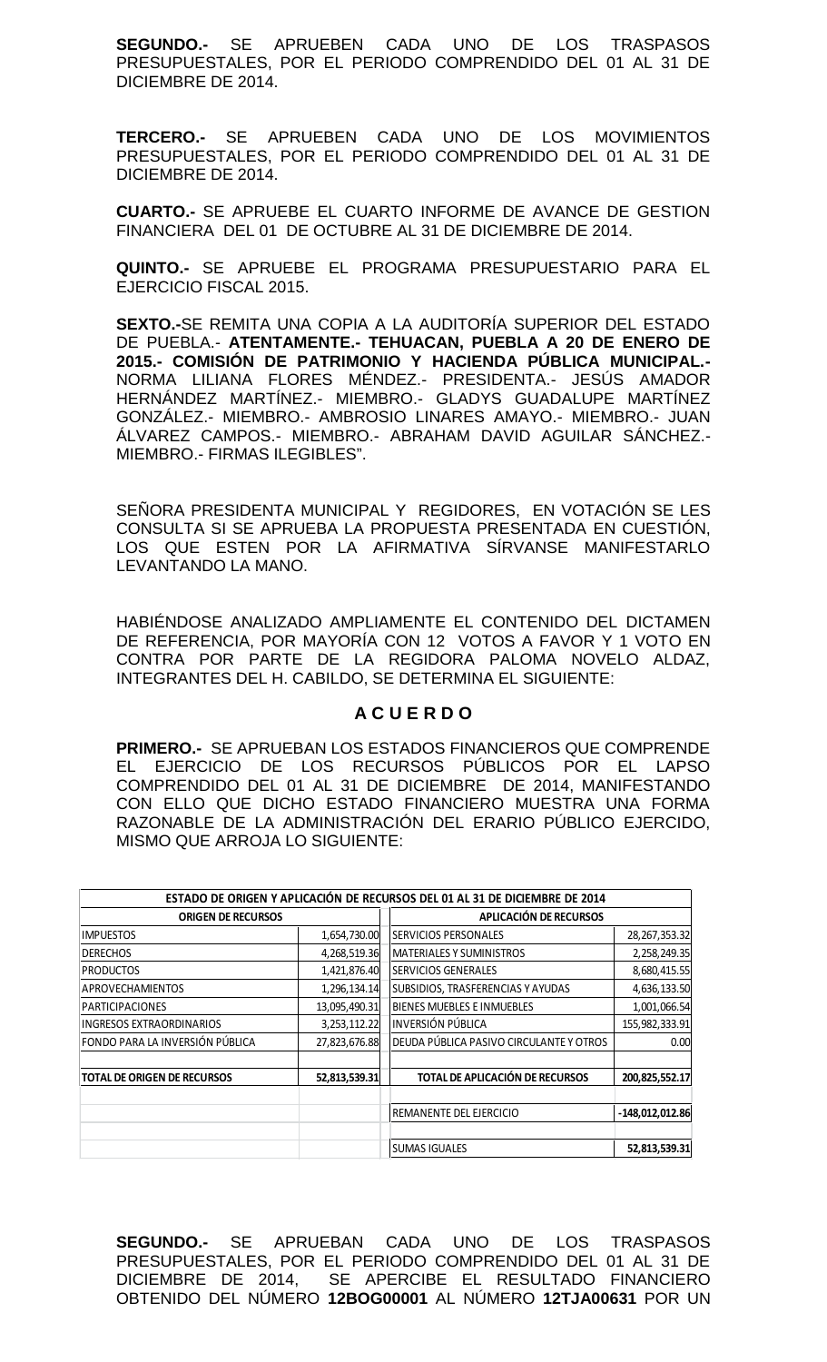**SEGUNDO.-** SE APRUEBEN CADA UNO DE LOS TRASPASOS PRESUPUESTALES, POR EL PERIODO COMPRENDIDO DEL 01 AL 31 DE DICIEMBRE DE 2014.

**TERCERO.-** SE APRUEBEN CADA UNO DE LOS MOVIMIENTOS PRESUPUESTALES, POR EL PERIODO COMPRENDIDO DEL 01 AL 31 DE DICIEMBRE DE 2014.

**CUARTO.-** SE APRUEBE EL CUARTO INFORME DE AVANCE DE GESTION FINANCIERA DEL 01 DE OCTUBRE AL 31 DE DICIEMBRE DE 2014.

**QUINTO.-** SE APRUEBE EL PROGRAMA PRESUPUESTARIO PARA EL EJERCICIO FISCAL 2015.

**SEXTO.-**SE REMITA UNA COPIA A LA AUDITORÍA SUPERIOR DEL ESTADO DE PUEBLA.- **ATENTAMENTE.- TEHUACAN, PUEBLA A 20 DE ENERO DE 2015.- COMISIÓN DE PATRIMONIO Y HACIENDA PÚBLICA MUNICIPAL.-** NORMA LILIANA FLORES MÉNDEZ.- PRESIDENTA.- JESÚS AMADOR HERNÁNDEZ MARTÍNEZ.- MIEMBRO.- GLADYS GUADALUPE MARTÍNEZ GONZÁLEZ.- MIEMBRO.- AMBROSIO LINARES AMAYO.- MIEMBRO.- JUAN ÁLVAREZ CAMPOS.- MIEMBRO.- ABRAHAM DAVID AGUILAR SÁNCHEZ.- MIEMBRO.- FIRMAS ILEGIBLES".

SEÑORA PRESIDENTA MUNICIPAL Y REGIDORES, EN VOTACIÓN SE LES CONSULTA SI SE APRUEBA LA PROPUESTA PRESENTADA EN CUESTIÓN, LOS QUE ESTEN POR LA AFIRMATIVA SÍRVANSE MANIFESTARLO LEVANTANDO LA MANO.

HABIÉNDOSE ANALIZADO AMPLIAMENTE EL CONTENIDO DEL DICTAMEN DE REFERENCIA, POR MAYORÍA CON 12 VOTOS A FAVOR Y 1 VOTO EN CONTRA POR PARTE DE LA REGIDORA PALOMA NOVELO ALDAZ, INTEGRANTES DEL H. CABILDO, SE DETERMINA EL SIGUIENTE:

## A C U E R D O

**PRIMERO.-** SE APRUEBAN LOS ESTADOS FINANCIEROS QUE COMPRENDE EL EJERCICIO DE LOS RECURSOS PÚBLICOS POR EL LAPSO COMPRENDIDO DEL 01 AL 31 DE DICIEMBRE DE 2014, MANIFESTANDO CON ELLO QUE DICHO ESTADO FINANCIERO MUESTRA UNA FORMA RAZONABLE DE LA ADMINISTRACIÓN DEL ERARIO PÚBLICO EJERCIDO, MISMO QUE ARROJA LO SIGUIENTE:

| ESTADO DE ORIGEN Y APLICACIÓN DE RECURSOS DEL 01 AL 31 DE DICIEMBRE DE 2014 | | | |
|---|---|---|---|
| **ORIGEN DE RECURSOS** | | **APLICACIÓN DE RECURSOS** | |
| IMPUESTOS | 1,654,730.00 | SERVICIOS PERSONALES | 28,267,353.32 |
| DERECHOS | 4,268,519.36 | MATERIALES Y SUMINISTROS | 2,258,249.35 |
| PRODUCTOS | 1,421,876.40 | SERVICIOS GENERALES | 8,680,415.55 |
| APROVECHAMIENTOS | 1,296,134.14 | SUBSIDIOS, TRASFERENCIAS Y AYUDAS | 4,636,133.50 |
| PARTICIPACIONES | 13,095,490.31 | BIENES MUEBLES E INMUEBLES | 1,001,066.54 |
| INGRESOS EXTRAORDINARIOS | 3,253,112.22 | INVERSIÓN PÚBLICA | 155,982,333.91 |
| FONDO PARA LA INVERSIÓN PÚBLICA | 27,823,676.88 | DEUDA PÚBLICA PASIVO CIRCULANTE Y OTROS | 0.00 |
| **TOTAL DE ORIGEN DE RECURSOS** | **52,813,539.31** | **TOTAL DE APLICACIÓN DE RECURSOS** | **200,825,552.17** |
| | | REMANENTE DEL EJERCICIO | **-148,012,012.86** |
| | | SUMAS IGUALES | **52,813,539.31** |

**SEGUNDO.-** SE APRUEBAN CADA UNO DE LOS TRASPASOS PRESUPUESTALES, POR EL PERIODO COMPRENDIDO DEL 01 AL 31 DE DICIEMBRE DE 2014, SE APERCIBE EL RESULTADO FINANCIERO OBTENIDO DEL NÚMERO **12BOG00001** AL NÚMERO **12TJA00631** POR UN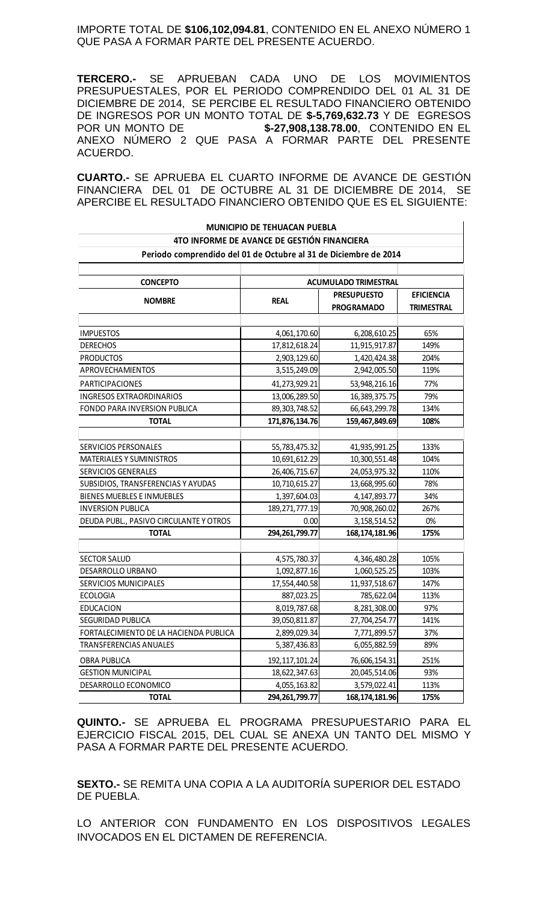IMPORTE TOTAL DE **$106,102,094.81**, CONTENIDO EN EL ANEXO NÚMERO 1 QUE PASA A FORMAR PARTE DEL PRESENTE ACUERDO.

**TERCERO.-** SE APRUEBAN CADA UNO DE LOS MOVIMIENTOS PRESUPUESTALES, POR EL PERIODO COMPRENDIDO DEL 01 AL 31 DE DICIEMBRE DE 2014, SE PERCIBE EL RESULTADO FINANCIERO OBTENIDO DE INGRESOS POR UN MONTO TOTAL DE **$-5,769,632.73** Y DE EGRESOS POR UN MONTO DE **$-27,908,138.78.00**, CONTENIDO EN EL ANEXO NÚMERO 2 QUE PASA A FORMAR PARTE DEL PRESENTE ACUERDO.

**CUARTO.-** SE APRUEBA EL CUARTO INFORME DE AVANCE DE GESTIÓN FINANCIERA DEL 01 DE OCTUBRE AL 31 DE DICIEMBRE DE 2014, SE APERCIBE EL RESULTADO FINANCIERO OBTENIDO QUE ES EL SIGUIENTE:

**MUNICIPIO DE TEHUACAN PUEBLA**
**4TO INFORME DE AVANCE DE GESTIÓN FINANCIERA**
**Periodo comprendido del 01 de Octubre al 31 de Diciembre de 2014**

| CONCEPTO | ACUMULADO TRIMESTRAL | | |
|---|---|---|---|
| NOMBRE | REAL | PRESUPUESTO PROGRAMADO | EFICIENCIA TRIMESTRAL |
| IMPUESTOS | 4,061,170.60 | 6,208,610.25 | 65% |
| DERECHOS | 17,812,618.24 | 11,915,917.87 | 149% |
| PRODUCTOS | 2,903,129.60 | 1,420,424.38 | 204% |
| APROVECHAMIENTOS | 3,515,249.09 | 2,942,005.50 | 119% |
| PARTICIPACIONES | 41,273,929.21 | 53,948,216.16 | 77% |
| INGRESOS EXTRAORDINARIOS | 13,006,289.50 | 16,389,375.75 | 79% |
| FONDO PARA INVERSION PUBLICA | 89,303,748.52 | 66,643,299.78 | 134% |
| **TOTAL** | **171,876,134.76** | **159,467,849.69** | **108%** |
| | | | |
| SERVICIOS PERSONALES | 55,783,475.32 | 41,935,991.25 | 133% |
| MATERIALES Y SUMINISTROS | 10,691,612.29 | 10,300,551.48 | 104% |
| SERVICIOS GENERALES | 26,406,715.67 | 24,053,975.32 | 110% |
| SUBSIDIOS, TRANSFERENCIAS Y AYUDAS | 10,710,615.27 | 13,668,995.60 | 78% |
| BIENES MUEBLES E INMUEBLES | 1,397,604.03 | 4,147,893.77 | 34% |
| INVERSION PUBLICA | 189,271,777.19 | 70,908,260.02 | 267% |
| DEUDA PUBL., PASIVO CIRCULANTE Y OTROS | 0.00 | 3,158,514.52 | 0% |
| **TOTAL** | **294,261,799.77** | **168,174,181.96** | **175%** |
| | | | |
| SECTOR SALUD | 4,575,780.37 | 4,346,480.28 | 105% |
| DESARROLLO URBANO | 1,092,877.16 | 1,060,525.25 | 103% |
| SERVICIOS MUNICIPALES | 17,554,440.58 | 11,937,518.67 | 147% |
| ECOLOGIA | 887,023.25 | 785,622.04 | 113% |
| EDUCACION | 8,019,787.68 | 8,281,308.00 | 97% |
| SEGURIDAD PUBLICA | 39,050,811.87 | 27,704,254.77 | 141% |
| FORTALECIMIENTO DE LA HACIENDA PUBLICA | 2,899,029.34 | 7,771,899.57 | 37% |
| TRANSFERENCIAS ANUALES | 5,387,436.83 | 6,055,882.59 | 89% |
| OBRA PUBLICA | 192,117,101.24 | 76,606,154.31 | 251% |
| GESTION MUNICIPAL | 18,622,347.63 | 20,045,514.06 | 93% |
| DESARROLLO ECONOMICO | 4,055,163.82 | 3,579,022.41 | 113% |
| **TOTAL** | **294,261,799.77** | **168,174,181.96** | **175%** |

**QUINTO.-** SE APRUEBA EL PROGRAMA PRESUPUESTARIO PARA EL EJERCICIO FISCAL 2015, DEL CUAL SE ANEXA UN TANTO DEL MISMO Y PASA A FORMAR PARTE DEL PRESENTE ACUERDO.

**SEXTO.-** SE REMITA UNA COPIA A LA AUDITORÍA SUPERIOR DEL ESTADO DE PUEBLA.

LO ANTERIOR CON FUNDAMENTO EN LOS DISPOSITIVOS LEGALES INVOCADOS EN EL DICTAMEN DE REFERENCIA.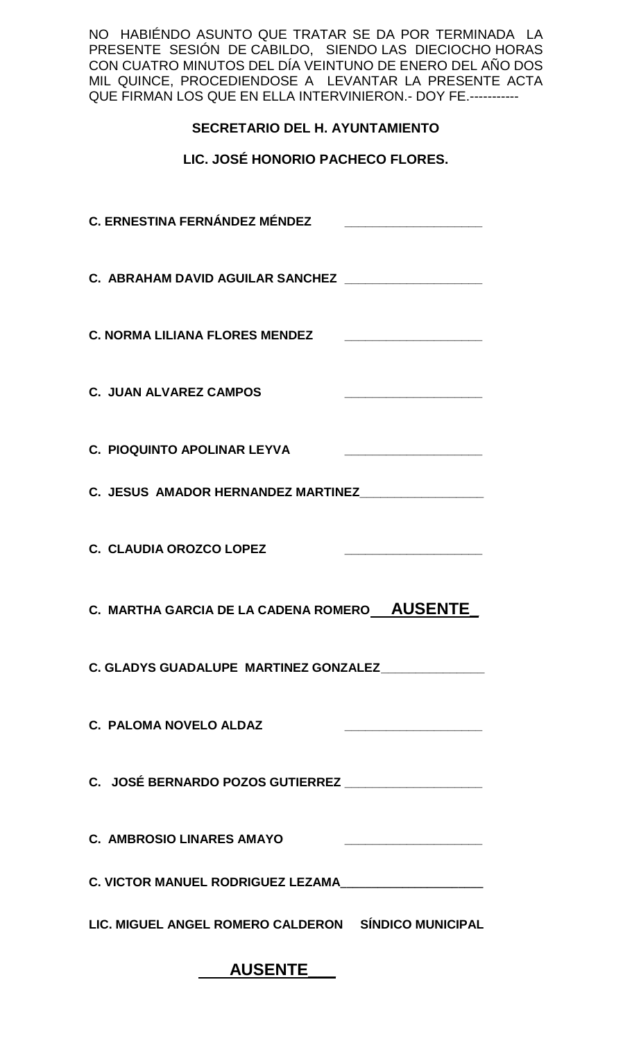NO HABIÉNDO ASUNTO QUE TRATAR SE DA POR TERMINADA LA PRESENTE SESIÓN DE CABILDO, SIENDO LAS DIECIOCHO HORAS CON CUATRO MINUTOS DEL DÍA VEINTUNO DE ENERO DEL AÑO DOS MIL QUINCE, PROCEDIENDOSE A LEVANTAR LA PRESENTE ACTA QUE FIRMAN LOS QUE EN ELLA INTERVINIERON.- DOY FE.-----------

**SECRETARIO DEL H. AYUNTAMIENTO**

**LIC. JOSÉ HONORIO PACHECO FLORES.**

**C. ERNESTINA FERNÁNDEZ MÉNDEZ** ____________________

**C. ABRAHAM DAVID AGUILAR SANCHEZ** ____________________

**C. NORMA LILIANA FLORES MENDEZ** ____________________

**C. JUAN ALVAREZ CAMPOS** ____________________

**C. PIOQUINTO APOLINAR LEYVA** ____________________

**C. JESUS AMADOR HERNANDEZ MARTINEZ**__________________

**C. CLAUDIA OROZCO LOPEZ** ____________________

**C. MARTHA GARCIA DE LA CADENA ROMERO** **AUSENTE**

**C. GLADYS GUADALUPE MARTINEZ GONZALEZ**_______________

**C. PALOMA NOVELO ALDAZ** ____________________

**C. JOSÉ BERNARDO POZOS GUTIERREZ** ____________________

**C. AMBROSIO LINARES AMAYO** ____________________

**C. VICTOR MANUEL RODRIGUEZ LEZAMA**____________________

**LIC. MIGUEL ANGEL ROMERO CALDERON SÍNDICO MUNICIPAL**

**AUSENTE**